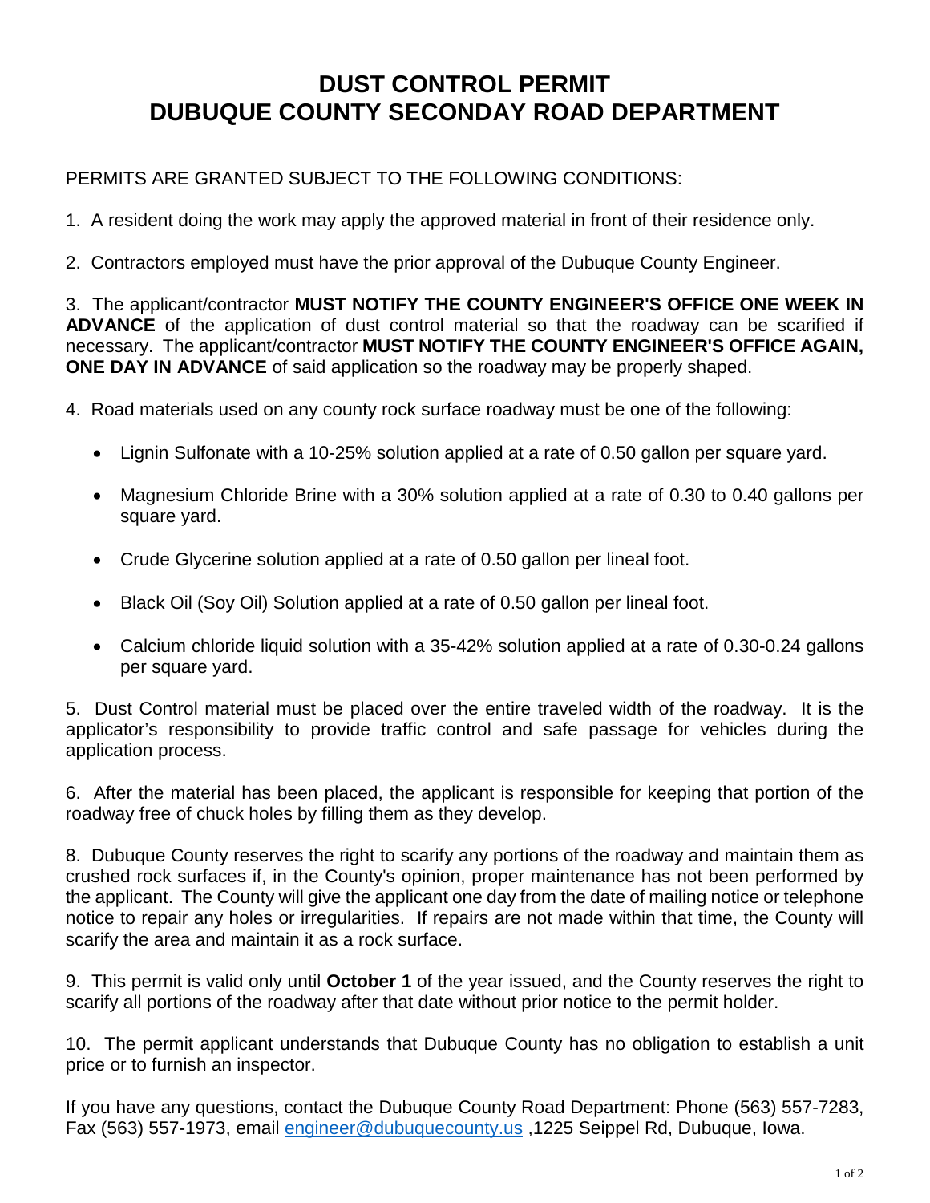# DUST CONTROL PERMIT
# DUBUQUE COUNTY SECONDAY ROAD DEPARTMENT

PERMITS ARE GRANTED SUBJECT TO THE FOLLOWING CONDITIONS:

1. A resident doing the work may apply the approved material in front of their residence only.

2. Contractors employed must have the prior approval of the Dubuque County Engineer.

3. The applicant/contractor **MUST NOTIFY THE COUNTY ENGINEER'S OFFICE ONE WEEK IN ADVANCE** of the application of dust control material so that the roadway can be scarified if necessary. The applicant/contractor **MUST NOTIFY THE COUNTY ENGINEER'S OFFICE AGAIN, ONE DAY IN ADVANCE** of said application so the roadway may be properly shaped.

4. Road materials used on any county rock surface roadway must be one of the following:

   - Lignin Sulfonate with a 10-25% solution applied at a rate of 0.50 gallon per square yard.
   - Magnesium Chloride Brine with a 30% solution applied at a rate of 0.30 to 0.40 gallons per square yard.
   - Crude Glycerine solution applied at a rate of 0.50 gallon per lineal foot.
   - Black Oil (Soy Oil) Solution applied at a rate of 0.50 gallon per lineal foot.
   - Calcium chloride liquid solution with a 35-42% solution applied at a rate of 0.30-0.24 gallons per square yard.

5. Dust Control material must be placed over the entire traveled width of the roadway. It is the applicator's responsibility to provide traffic control and safe passage for vehicles during the application process.

6. After the material has been placed, the applicant is responsible for keeping that portion of the roadway free of chuck holes by filling them as they develop.

8. Dubuque County reserves the right to scarify any portions of the roadway and maintain them as crushed rock surfaces if, in the County's opinion, proper maintenance has not been performed by the applicant. The County will give the applicant one day from the date of mailing notice or telephone notice to repair any holes or irregularities. If repairs are not made within that time, the County will scarify the area and maintain it as a rock surface.

9. This permit is valid only until **October 1** of the year issued, and the County reserves the right to scarify all portions of the roadway after that date without prior notice to the permit holder.

10. The permit applicant understands that Dubuque County has no obligation to establish a unit price or to furnish an inspector.

If you have any questions, contact the Dubuque County Road Department: Phone (563) 557-7283, Fax (563) 557-1973, email engineer@dubuquecounty.us ,1225 Seippel Rd, Dubuque, Iowa.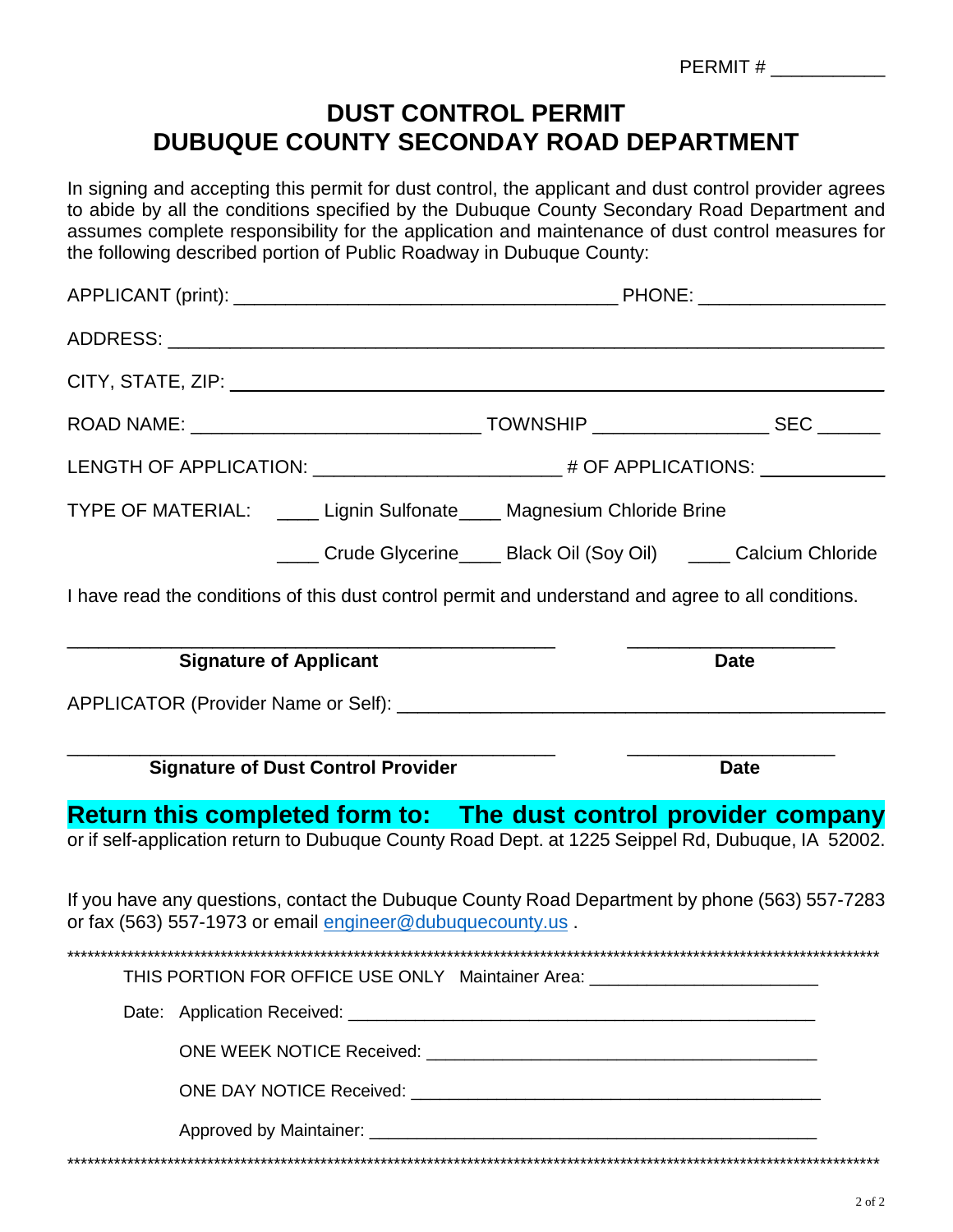PERMIT # ___________

# DUST CONTROL PERMIT
# DUBUQUE COUNTY SECONDARY ROAD DEPARTMENT

In signing and accepting this permit for dust control, the applicant and dust control provider agrees to abide by all the conditions specified by the Dubuque County Secondary Road Department and assumes complete responsibility for the application and maintenance of dust control measures for the following described portion of Public Roadway in Dubuque County:

APPLICANT (print): ______________________________________ PHONE: __________________

ADDRESS: ________________________________________________________________________

CITY, STATE, ZIP: ________________________________________________________________

ROAD NAME: ____________________________ TOWNSHIP _________________ SEC ______

LENGTH OF APPLICATION: ________________________ # OF APPLICATIONS: ____________

TYPE OF MATERIAL: ____ Lignin Sulfonate ____ Magnesium Chloride Brine

____ Crude Glycerine ____ Black Oil (Soy Oil) ____ Calcium Chloride

I have read the conditions of this dust control permit and understand and agree to all conditions.

________________________________________________ ____________________

**Signature of Applicant** **Date**

APPLICATOR (Provider Name or Self): ________________________________________________

________________________________________________ ____________________

**Signature of Dust Control Provider** **Date**

**Return this completed form to: The dust control provider company**

or if self-application return to Dubuque County Road Dept. at 1225 Seippel Rd, Dubuque, IA 52002.

If you have any questions, contact the Dubuque County Road Department by phone (563) 557-7283 or fax (563) 557-1973 or email engineer@dubuquecounty.us .

*******************************************************************************************************************

THIS PORTION FOR OFFICE USE ONLY Maintainer Area: ________________________

Date: Application Received: __________________________________________________

ONE WEEK NOTICE Received: __________________________________________

ONE DAY NOTICE Received: ____________________________________________

Approved by Maintainer: _______________________________________________

*******************************************************************************************************************